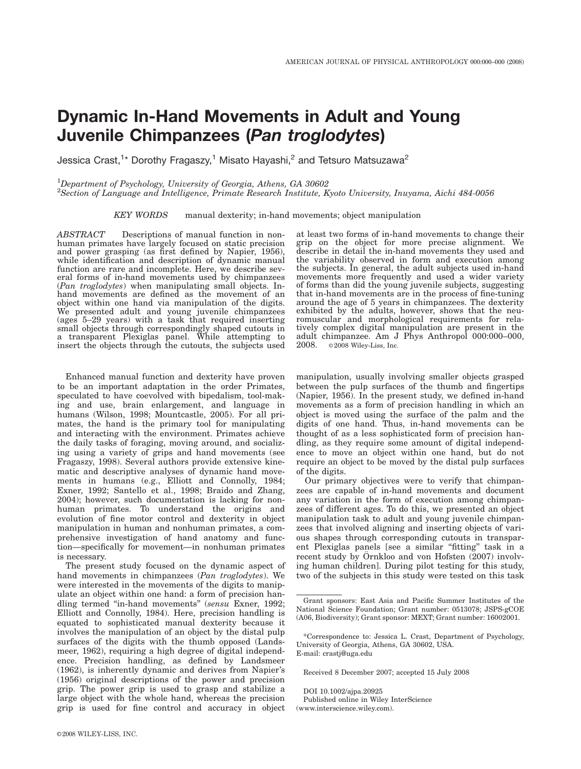# Dynamic In-Hand Movements in Adult and Young Juvenile Chimpanzees (*Pan troglodytes*)

Jessica Crast,[1]* Dorothy Fragaszy,[1] Misato Hayashi,[2] and Tetsuro Matsuzawa[2]

[1]*Department of Psychology, University of Georgia, Athens, GA 30602*
[2]*Section of Language and Intelligence, Primate Research Institute, Kyoto University, Inuyama, Aichi 484-0056*

*KEY WORDS* manual dexterity; in-hand movements; object manipulation

*ABSTRACT* Descriptions of manual function in nonhuman primates have largely focused on static precision and power grasping (as first defined by Napier, 1956), while identification and description of dynamic manual function are rare and incomplete. Here, we describe several forms of in-hand movements used by chimpanzees (*Pan troglodytes*) when manipulating small objects. In-hand movements are defined as the movement of an object within one hand via manipulation of the digits. We presented adult and young juvenile chimpanzees (ages 5–29 years) with a task that required inserting small objects through correspondingly shaped cutouts in a transparent Plexiglas panel. While attempting to insert the objects through the cutouts, the subjects used at least two forms of in-hand movements to change their grip on the object for more precise alignment. We describe in detail the in-hand movements they used and the variability observed in form and execution among the subjects. In general, the adult subjects used in-hand movements more frequently and used a wider variety of forms than did the young juvenile subjects, suggesting that in-hand movements are in the process of fine-tuning around the age of 5 years in chimpanzees. The dexterity exhibited by the adults, however, shows that the neuromuscular and morphological requirements for relatively complex digital manipulation are present in the adult chimpanzee. Am J Phys Anthropol 000:000–000, 2008. ©2008 Wiley-Liss, Inc.

Enhanced manual function and dexterity have proven to be an important adaptation in the order Primates, speculated to have coevolved with bipedalism, tool-making and use, brain enlargement, and language in humans (Wilson, 1998; Mountcastle, 2005). For all primates, the hand is the primary tool for manipulating and interacting with the environment. Primates achieve the daily tasks of foraging, moving around, and socializing using a variety of grips and hand movements (see Fragaszy, 1998). Several authors provide extensive kinematic and descriptive analyses of dynamic hand movements in humans (e.g., Elliott and Connolly, 1984; Exner, 1992; Santello et al., 1998; Braido and Zhang, 2004); however, such documentation is lacking for nonhuman primates. To understand the origins and evolution of fine motor control and dexterity in object manipulation in human and nonhuman primates, a comprehensive investigation of hand anatomy and function—specifically for movement—in nonhuman primates is necessary.

The present study focused on the dynamic aspect of hand movements in chimpanzees (*Pan troglodytes*). We were interested in the movements of the digits to manipulate an object within one hand: a form of precision handling termed "in-hand movements" (*sensu* Exner, 1992; Elliott and Connolly, 1984). Here, precision handling is equated to sophisticated manual dexterity because it involves the manipulation of an object by the distal pulp surfaces of the digits with the thumb opposed (Landsmeer, 1962), requiring a high degree of digital independence. Precision handling, as defined by Landsmeer (1962), is inherently dynamic and derives from Napier's (1956) original descriptions of the power and precision grip. The power grip is used to grasp and stabilize a large object with the whole hand, whereas the precision grip is used for fine control and accuracy in object manipulation, usually involving smaller objects grasped between the pulp surfaces of the thumb and fingertips (Napier, 1956). In the present study, we defined in-hand movements as a form of precision handling in which an object is moved using the surface of the palm and the digits of one hand. Thus, in-hand movements can be thought of as a less sophisticated form of precision handling, as they require some amount of digital independence to move an object within one hand, but do not require an object to be moved by the distal pulp surfaces of the digits.

Our primary objectives were to verify that chimpanzees are capable of in-hand movements and document any variation in the form of execution among chimpanzees of different ages. To do this, we presented an object manipulation task to adult and young juvenile chimpanzees that involved aligning and inserting objects of various shapes through corresponding cutouts in transparent Plexiglas panels [see a similar "fitting" task in a recent study by Örnkloo and von Hofsten (2007) involving human children]. During pilot testing for this study, two of the subjects in this study were tested on this task

Grant sponsors: East Asia and Pacific Summer Institutes of the National Science Foundation; Grant number: 0513078; JSPS-gCOE (A06, Biodiversity); Grant sponsor: MEXT; Grant number: 16002001.

*Correspondence to: Jessica L. Crast, Department of Psychology, University of Georgia, Athens, GA 30602, USA. E-mail: crastj@uga.edu

Received 8 December 2007; accepted 15 July 2008

DOI 10.1002/ajpa.20925
Published online in Wiley InterScience (www.interscience.wiley.com).

©2008 WILEY-LISS, INC.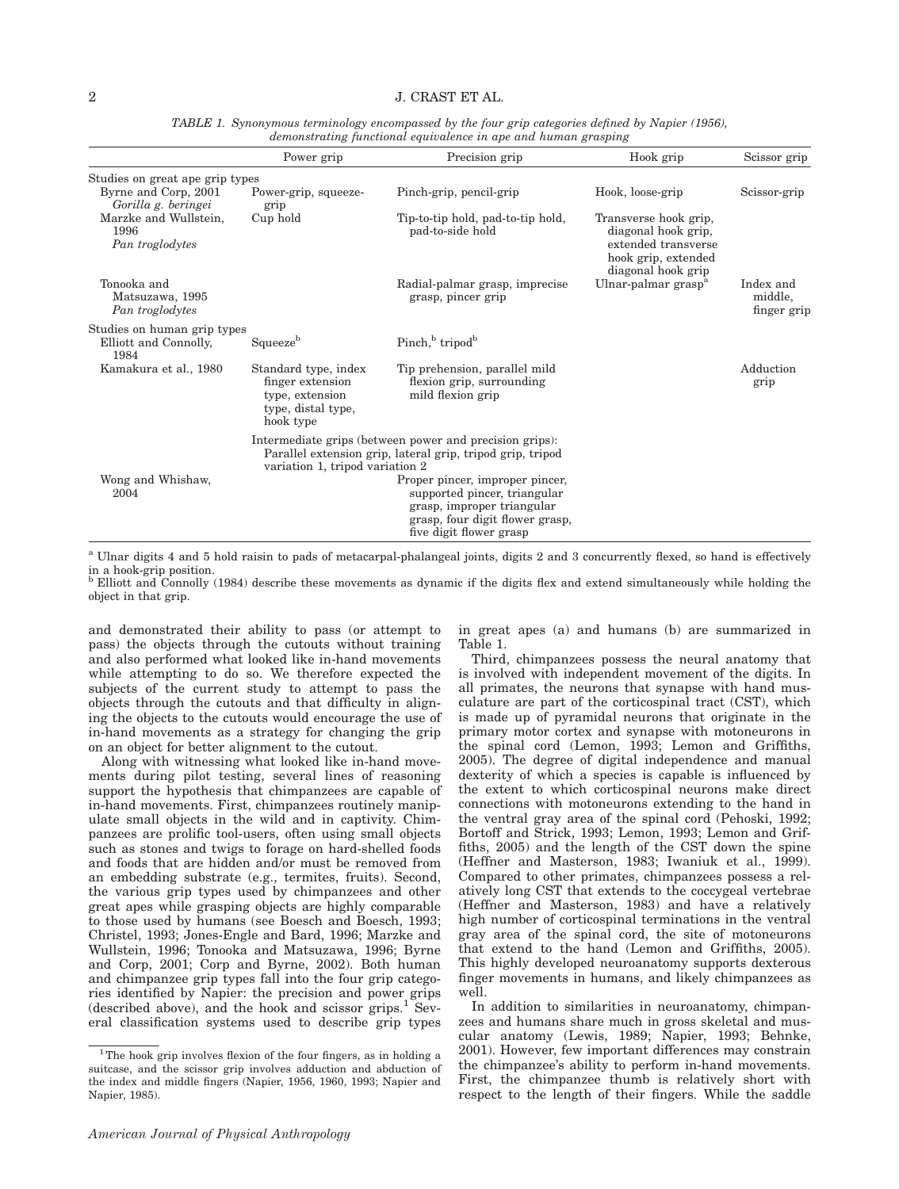*TABLE 1. Synonymous terminology encompassed by the four grip categories defined by Napier (1956), demonstrating functional equivalence in ape and human grasping*

| | Power grip | Precision grip | Hook grip | Scissor grip |
|---|---|---|---|---|
| Studies on great ape grip types | | | | |
| Byrne and Corp, 2001 *Gorilla g. beringei* | Power-grip, squeeze-grip | Pinch-grip, pencil-grip | Hook, loose-grip | Scissor-grip |
| Marzke and Wullstein, 1996 *Pan troglodytes* | Cup hold | Tip-to-tip hold, pad-to-pad hold, pad-to-side hold | Transverse hook grip, diagonal hook grip, extended transverse hook grip, extended diagonal hook grip | |
| Tonooka and Matsuzawa, 1995 *Pan troglodytes* | | Radial-palmar grasp, imprecise grasp, pincer grip | Ulnar-palmar grasp[a] | Index and middle, finger grip |
| Studies on human grip types | | | | |
| Elliott and Connolly, 1984 | Squeeze[b] | Pinch,[b] tripod[b] | | |
| Kamakura et al., 1980 | Standard type, index finger extension type, extension type, distal type, hook type | Tip prehension, parallel mild flexion grip, surrounding mild flexion grip | | Adduction grip |
| | Intermediate grips (between power and precision grips): Parallel extension grip, lateral grip, tripod grip, tripod variation 1, tripod variation 2 | | | |
| Wong and Whishaw, 2004 | | Proper pincer, improper pincer, supported pincer, triangular grasp, improper triangular grasp, four digit flower grasp, five digit flower grasp | | |

[a] Ulnar digits 4 and 5 hold raisin to pads of metacarpal-phalangeal joints, digits 2 and 3 concurrently flexed, so hand is effectively in a hook-grip position.

[b] Elliott and Connolly (1984) describe these movements as dynamic if the digits flex and extend simultaneously while holding the object in that grip.

and demonstrated their ability to pass (or attempt to pass) the objects through the cutouts without training and also performed what looked like in-hand movements while attempting to do so. We therefore expected the subjects of the current study to attempt to pass the objects through the cutouts and that difficulty in aligning the objects to the cutouts would encourage the use of in-hand movements as a strategy for changing the grip on an object for better alignment to the cutout.

Along with witnessing what looked like in-hand movements during pilot testing, several lines of reasoning support the hypothesis that chimpanzees are capable of in-hand movements. First, chimpanzees routinely manipulate small objects in the wild and in captivity. Chimpanzees are prolific tool-users, often using small objects such as stones and twigs to forage on hard-shelled foods and foods that are hidden and/or must be removed from an embedding substrate (e.g., termites, fruits). Second, the various grip types used by chimpanzees and other great apes while grasping objects are highly comparable to those used by humans (see Boesch and Boesch, 1993; Christel, 1993; Jones-Engle and Bard, 1996; Marzke and Wullstein, 1996; Tonooka and Matsuzawa, 1996; Byrne and Corp, 2001; Corp and Byrne, 2002). Both human and chimpanzee grip types fall into the four grip categories identified by Napier: the precision and power grips (described above), and the hook and scissor grips.[1] Several classification systems used to describe grip types in great apes (a) and humans (b) are summarized in Table 1.

Third, chimpanzees possess the neural anatomy that is involved with independent movement of the digits. In all primates, the neurons that synapse with hand musculature are part of the corticospinal tract (CST), which is made up of pyramidal neurons that originate in the primary motor cortex and synapse with motoneurons in the spinal cord (Lemon, 1993; Lemon and Griffiths, 2005). The degree of digital independence and manual dexterity of which a species is capable is influenced by the extent to which corticospinal neurons make direct connections with motoneurons extending to the hand in the ventral gray area of the spinal cord (Pehoski, 1992; Bortoff and Strick, 1993; Lemon, 1993; Lemon and Griffiths, 2005) and the length of the CST down the spine (Heffner and Masterson, 1983; Iwaniuk et al., 1999). Compared to other primates, chimpanzees possess a relatively long CST that extends to the coccygeal vertebrae (Heffner and Masterson, 1983) and have a relatively high number of corticospinal terminations in the ventral gray area of the spinal cord, the site of motoneurons that extend to the hand (Lemon and Griffiths, 2005). This highly developed neuroanatomy supports dexterous finger movements in humans, and likely chimpanzees as well.

In addition to similarities in neuroanatomy, chimpanzees and humans share much in gross skeletal and muscular anatomy (Lewis, 1989; Napier, 1993; Behnke, 2001). However, few important differences may constrain the chimpanzee's ability to perform in-hand movements. First, the chimpanzee thumb is relatively short with respect to the length of their fingers. While the saddle

[1] The hook grip involves flexion of the four fingers, as in holding a suitcase, and the scissor grip involves adduction and abduction of the index and middle fingers (Napier, 1956, 1960, 1993; Napier and Napier, 1985).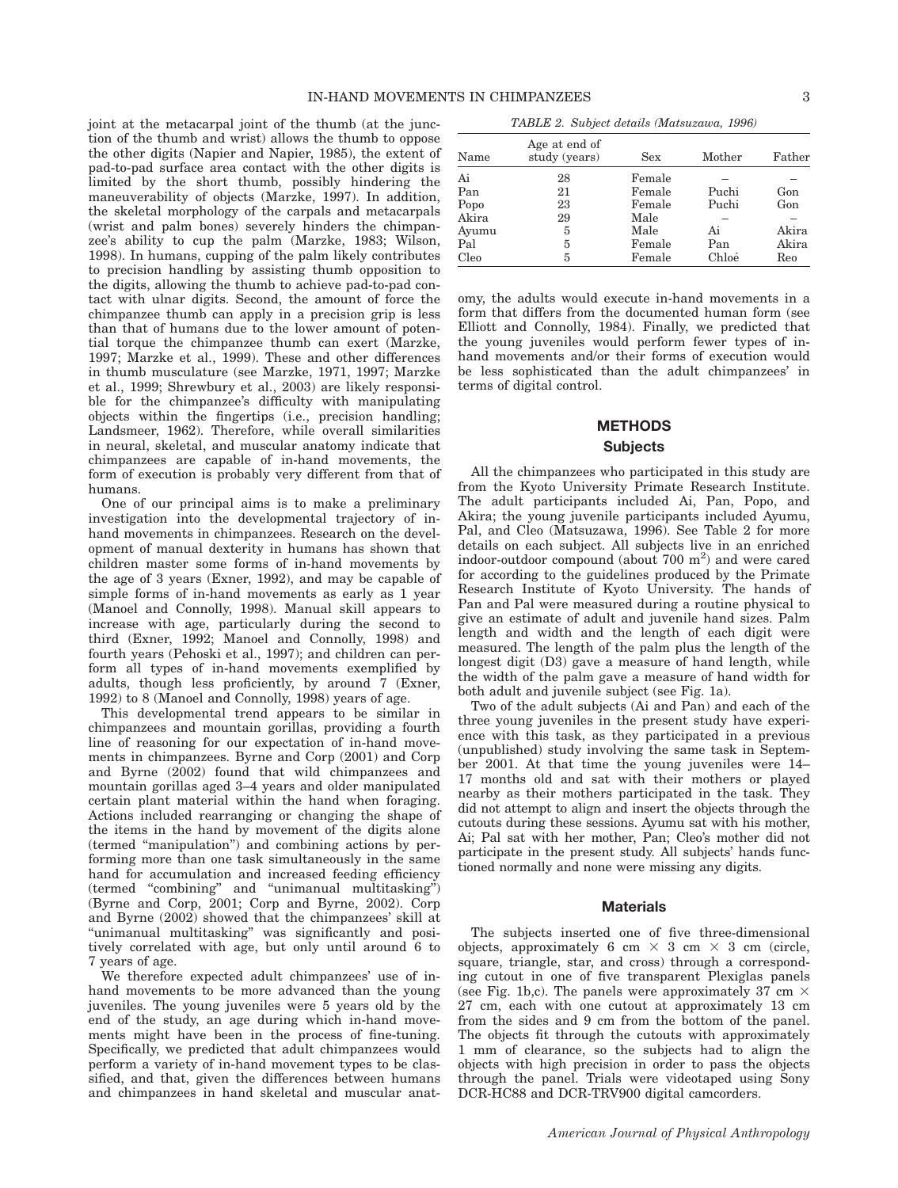joint at the metacarpal joint of the thumb (at the junction of the thumb and wrist) allows the thumb to oppose the other digits (Napier and Napier, 1985), the extent of pad-to-pad surface area contact with the other digits is limited by the short thumb, possibly hindering the maneuverability of objects (Marzke, 1997). In addition, the skeletal morphology of the carpals and metacarpals (wrist and palm bones) severely hinders the chimpanzee's ability to cup the palm (Marzke, 1983; Wilson, 1998). In humans, cupping of the palm likely contributes to precision handling by assisting thumb opposition to the digits, allowing the thumb to achieve pad-to-pad contact with ulnar digits. Second, the amount of force the chimpanzee thumb can apply in a precision grip is less than that of humans due to the lower amount of potential torque the chimpanzee thumb can exert (Marzke, 1997; Marzke et al., 1999). These and other differences in thumb musculature (see Marzke, 1971, 1997; Marzke et al., 1999; Shrewbury et al., 2003) are likely responsible for the chimpanzee's difficulty with manipulating objects within the fingertips (i.e., precision handling; Landsmeer, 1962). Therefore, while overall similarities in neural, skeletal, and muscular anatomy indicate that chimpanzees are capable of in-hand movements, the form of execution is probably very different from that of humans.

One of our principal aims is to make a preliminary investigation into the developmental trajectory of in-hand movements in chimpanzees. Research on the development of manual dexterity in humans has shown that children master some forms of in-hand movements by the age of 3 years (Exner, 1992), and may be capable of simple forms of in-hand movements as early as 1 year (Manoel and Connolly, 1998). Manual skill appears to increase with age, particularly during the second to third (Exner, 1992; Manoel and Connolly, 1998) and fourth years (Pehoski et al., 1997); and children can perform all types of in-hand movements exemplified by adults, though less proficiently, by around 7 (Exner, 1992) to 8 (Manoel and Connolly, 1998) years of age.

This developmental trend appears to be similar in chimpanzees and mountain gorillas, providing a fourth line of reasoning for our expectation of in-hand movements in chimpanzees. Byrne and Corp (2001) and Corp and Byrne (2002) found that wild chimpanzees and mountain gorillas aged 3–4 years and older manipulated certain plant material within the hand when foraging. Actions included rearranging or changing the shape of the items in the hand by movement of the digits alone (termed "manipulation") and combining actions by performing more than one task simultaneously in the same hand for accumulation and increased feeding efficiency (termed "combining" and "unimanual multitasking") (Byrne and Corp, 2001; Corp and Byrne, 2002). Corp and Byrne (2002) showed that the chimpanzees' skill at "unimanual multitasking" was significantly and positively correlated with age, but only until around 6 to 7 years of age.

We therefore expected adult chimpanzees' use of in-hand movements to be more advanced than the young juveniles. The young juveniles were 5 years old by the end of the study, an age during which in-hand movements might have been in the process of fine-tuning. Specifically, we predicted that adult chimpanzees would perform a variety of in-hand movement types to be classified, and that, given the differences between humans and chimpanzees in hand skeletal and muscular anatomy, the adults would execute in-hand movements in a form that differs from the documented human form (see Elliott and Connolly, 1984). Finally, we predicted that the young juveniles would perform fewer types of in-hand movements and/or their forms of execution would be less sophisticated than the adult chimpanzees' in terms of digital control.

*TABLE 2. Subject details (Matsuzawa, 1996)*

| Name | Age at end of study (years) | Sex | Mother | Father |
|---|---|---|---|---|
| Ai | 28 | Female | – | – |
| Pan | 21 | Female | Puchi | Gon |
| Popo | 23 | Female | Puchi | Gon |
| Akira | 29 | Male | – | – |
| Ayumu | 5 | Male | Ai | Akira |
| Pal | 5 | Female | Pan | Akira |
| Cleo | 5 | Female | Chloé | Reo |

## METHODS

### Subjects

All the chimpanzees who participated in this study are from the Kyoto University Primate Research Institute. The adult participants included Ai, Pan, Popo, and Akira; the young juvenile participants included Ayumu, Pal, and Cleo (Matsuzawa, 1996). See Table 2 for more details on each subject. All subjects live in an enriched indoor-outdoor compound (about 700 m$^2$) and were cared for according to the guidelines produced by the Primate Research Institute of Kyoto University. The hands of Pan and Pal were measured during a routine physical to give an estimate of adult and juvenile hand sizes. Palm length and width and the length of each digit were measured. The length of the palm plus the length of the longest digit (D3) gave a measure of hand length, while the width of the palm gave a measure of hand width for both adult and juvenile subject (see Fig. 1a).

Two of the adult subjects (Ai and Pan) and each of the three young juveniles in the present study have experience with this task, as they participated in a previous (unpublished) study involving the same task in September 2001. At that time the young juveniles were 14–17 months old and sat with their mothers or played nearby as their mothers participated in the task. They did not attempt to align and insert the objects through the cutouts during these sessions. Ayumu sat with his mother, Ai; Pal sat with her mother, Pan; Cleo's mother did not participate in the present study. All subjects' hands functioned normally and none were missing any digits.

### Materials

The subjects inserted one of five three-dimensional objects, approximately 6 cm × 3 cm × 3 cm (circle, square, triangle, star, and cross) through a corresponding cutout in one of five transparent Plexiglas panels (see Fig. 1b,c). The panels were approximately 37 cm × 27 cm, each with one cutout at approximately 13 cm from the sides and 9 cm from the bottom of the panel. The objects fit through the cutouts with approximately 1 mm of clearance, so the subjects had to align the objects with high precision in order to pass the objects through the panel. Trials were videotaped using Sony DCR-HC88 and DCR-TRV900 digital camcorders.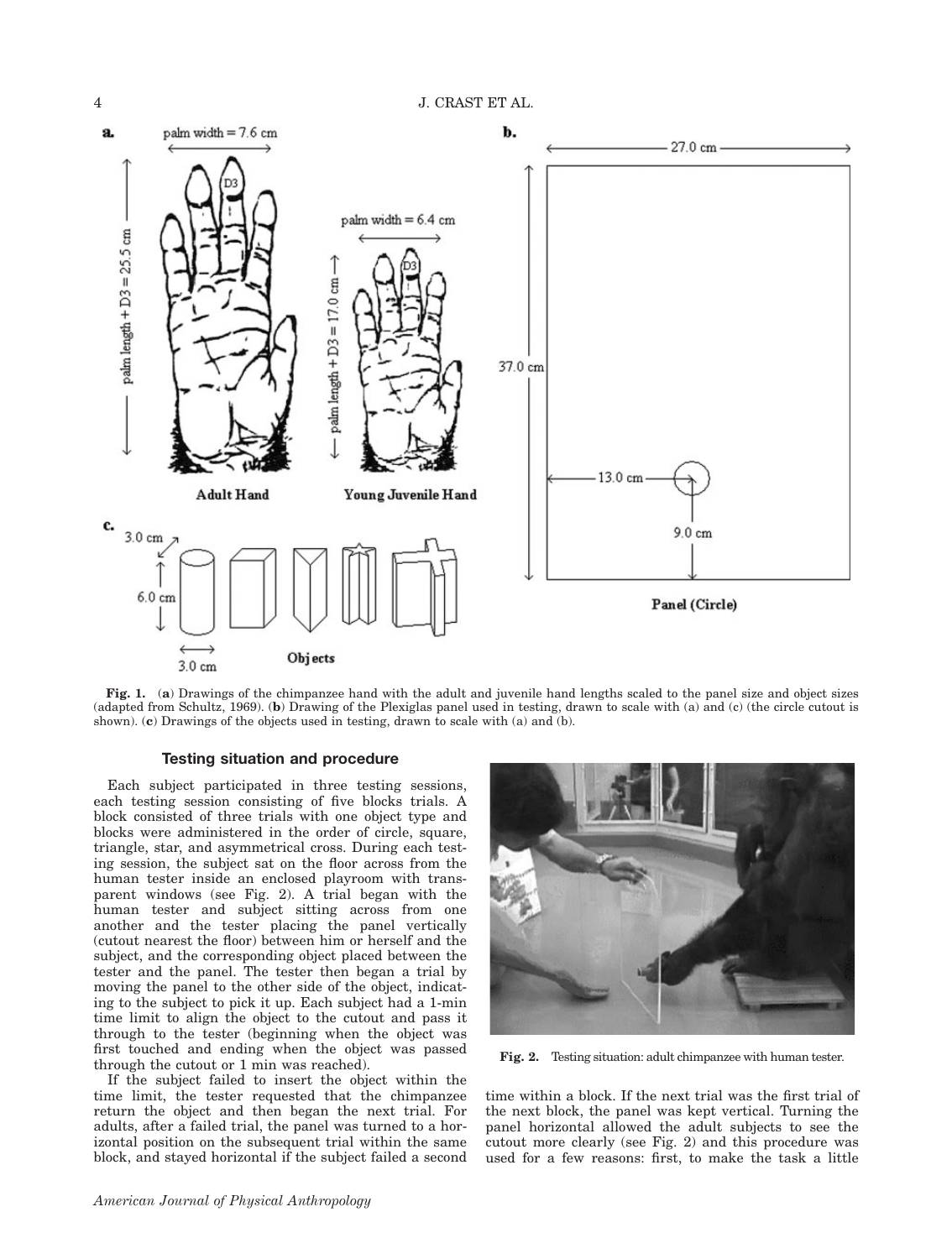**Fig. 1.** (**a**) Drawings of the chimpanzee hand with the adult and juvenile hand lengths scaled to the panel size and object sizes (adapted from Schultz, 1969). (**b**) Drawing of the Plexiglas panel used in testing, drawn to scale with (a) and (c) (the circle cutout is shown). (**c**) Drawings of the objects used in testing, drawn to scale with (a) and (b).

### Testing situation and procedure

Each subject participated in three testing sessions, each testing session consisting of five blocks trials. A block consisted of three trials with one object type and blocks were administered in the order of circle, square, triangle, star, and asymmetrical cross. During each testing session, the subject sat on the floor across from the human tester inside an enclosed playroom with transparent windows (see Fig. 2). A trial began with the human tester and subject sitting across from one another and the tester placing the panel vertically (cutout nearest the floor) between him or herself and the subject, and the corresponding object placed between the tester and the panel. The tester then began a trial by moving the panel to the other side of the object, indicating to the subject to pick it up. Each subject had a 1-min time limit to align the object to the cutout and pass it through to the tester (beginning when the object was first touched and ending when the object was passed through the cutout or 1 min was reached).

If the subject failed to insert the object within the time limit, the tester requested that the chimpanzee return the object and then began the next trial. For adults, after a failed trial, the panel was turned to a horizontal position on the subsequent trial within the same block, and stayed horizontal if the subject failed a second time within a block. If the next trial was the first trial of the next block, the panel was kept vertical. Turning the panel horizontal allowed the adult subjects to see the cutout more clearly (see Fig. 2) and this procedure was used for a few reasons: first, to make the task a little

**Fig. 2.** Testing situation: adult chimpanzee with human tester.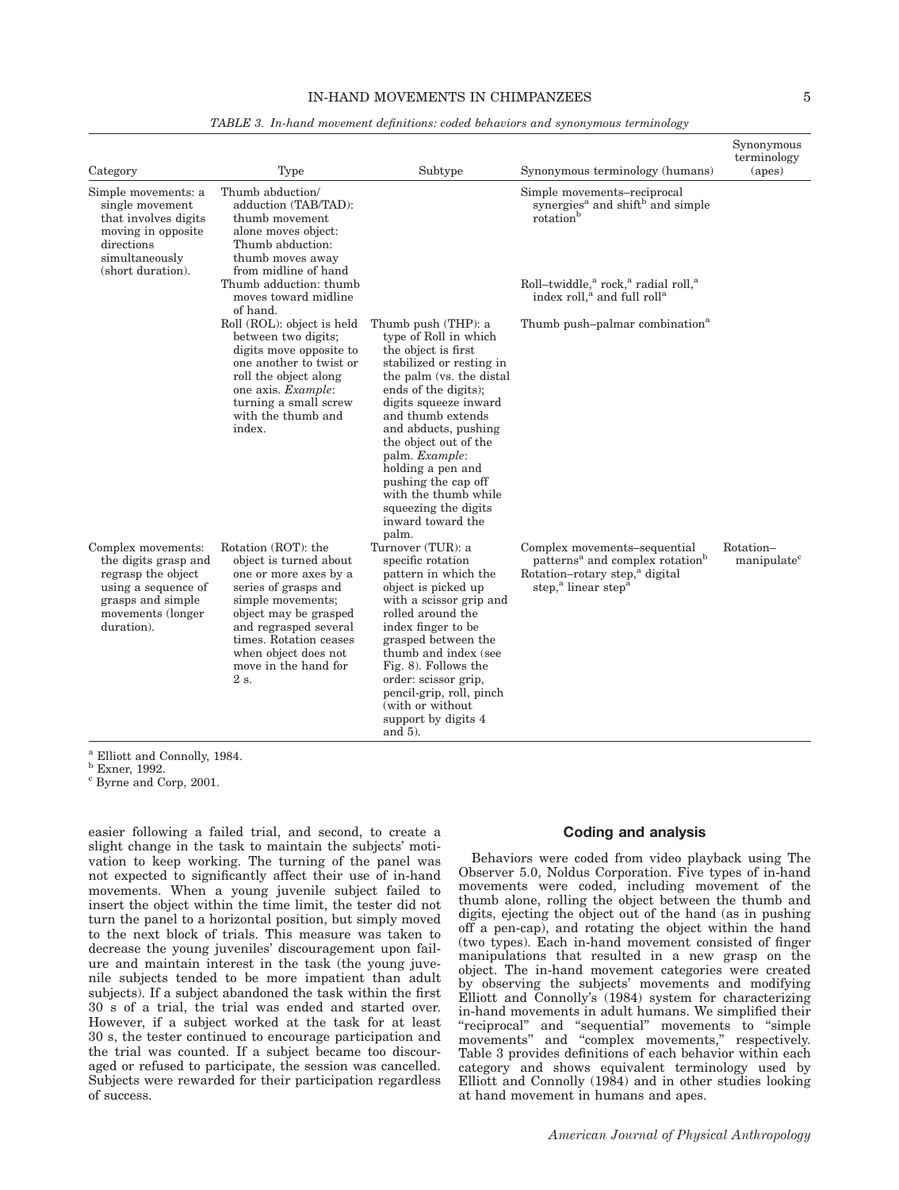*TABLE 3. In-hand movement definitions: coded behaviors and synonymous terminology*

| Category | Type | Subtype | Synonymous terminology (humans) | Synonymous terminology (apes) |
|---|---|---|---|---|
| Simple movements: a single movement that involves digits moving in opposite directions simultaneously (short duration). | Thumb abduction/ adduction (TAB/TAD): thumb movement alone moves object: Thumb abduction: thumb moves away from midline of hand Thumb adduction: thumb moves toward midline of hand. | | Simple movements–reciprocal synergies[a] and shift[b] and simple rotation[b] | |
| | Roll (ROL): object is held between two digits; digits move opposite to one another to twist or roll the object along one axis. *Example*: turning a small screw with the thumb and index. | | Roll–twiddle,[a] rock,[a] radial roll,[a] index roll,[a] and full roll[a] | |
| | | Thumb push (THP): a type of Roll in which the object is first stabilized or resting in the palm (vs. the distal ends of the digits); digits squeeze inward and thumb extends and abducts, pushing the object out of the palm. *Example*: holding a pen and pushing the cap off with the thumb while squeezing the digits inward toward the palm. | Thumb push–palmar combination[a] | |
| Complex movements: the digits grasp and regrasp the object using a sequence of grasps and simple movements (longer duration). | Rotation (ROT): the object is turned about one or more axes by a series of grasps and simple movements; object may be grasped and regrasped several times. Rotation ceases when object does not move in the hand for 2 s. | | Complex movements–sequential patterns[a] and complex rotation[b] Rotation–rotary step,[a] digital step,[a] linear step[a] | Rotation–manipulate[c] |
| | | Turnover (TUR): a specific rotation pattern in which the object is picked up with a scissor grip and rolled around the index finger to be grasped between the thumb and index (see Fig. 8). Follows the order: scissor grip, pencil-grip, roll, pinch (with or without support by digits 4 and 5). | | |

[a] Elliott and Connolly, 1984.
[b] Exner, 1992.
[c] Byrne and Corp, 2001.

easier following a failed trial, and second, to create a slight change in the task to maintain the subjects' motivation to keep working. The turning of the panel was not expected to significantly affect their use of in-hand movements. When a young juvenile subject failed to insert the object within the time limit, the tester did not turn the panel to a horizontal position, but simply moved to the next block of trials. This measure was taken to decrease the young juveniles' discouragement upon failure and maintain interest in the task (the young juvenile subjects tended to be more impatient than adult subjects). If a subject abandoned the task within the first 30 s of a trial, the trial was ended and started over. However, if a subject worked at the task for at least 30 s, the tester continued to encourage participation and the trial was counted. If a subject became too discouraged or refused to participate, the session was cancelled. Subjects were rewarded for their participation regardless of success.

## Coding and analysis

Behaviors were coded from video playback using The Observer 5.0, Noldus Corporation. Five types of in-hand movements were coded, including movement of the thumb alone, rolling the object between the thumb and digits, ejecting the object out of the hand (as in pushing off a pen-cap), and rotating the object within the hand (two types). Each in-hand movement consisted of finger manipulations that resulted in a new grasp on the object. The in-hand movement categories were created by observing the subjects' movements and modifying Elliott and Connolly's (1984) system for characterizing in-hand movements in adult humans. We simplified their "reciprocal" and "sequential" movements to "simple movements" and "complex movements," respectively. Table 3 provides definitions of each behavior within each category and shows equivalent terminology used by Elliott and Connolly (1984) and in other studies looking at hand movement in humans and apes.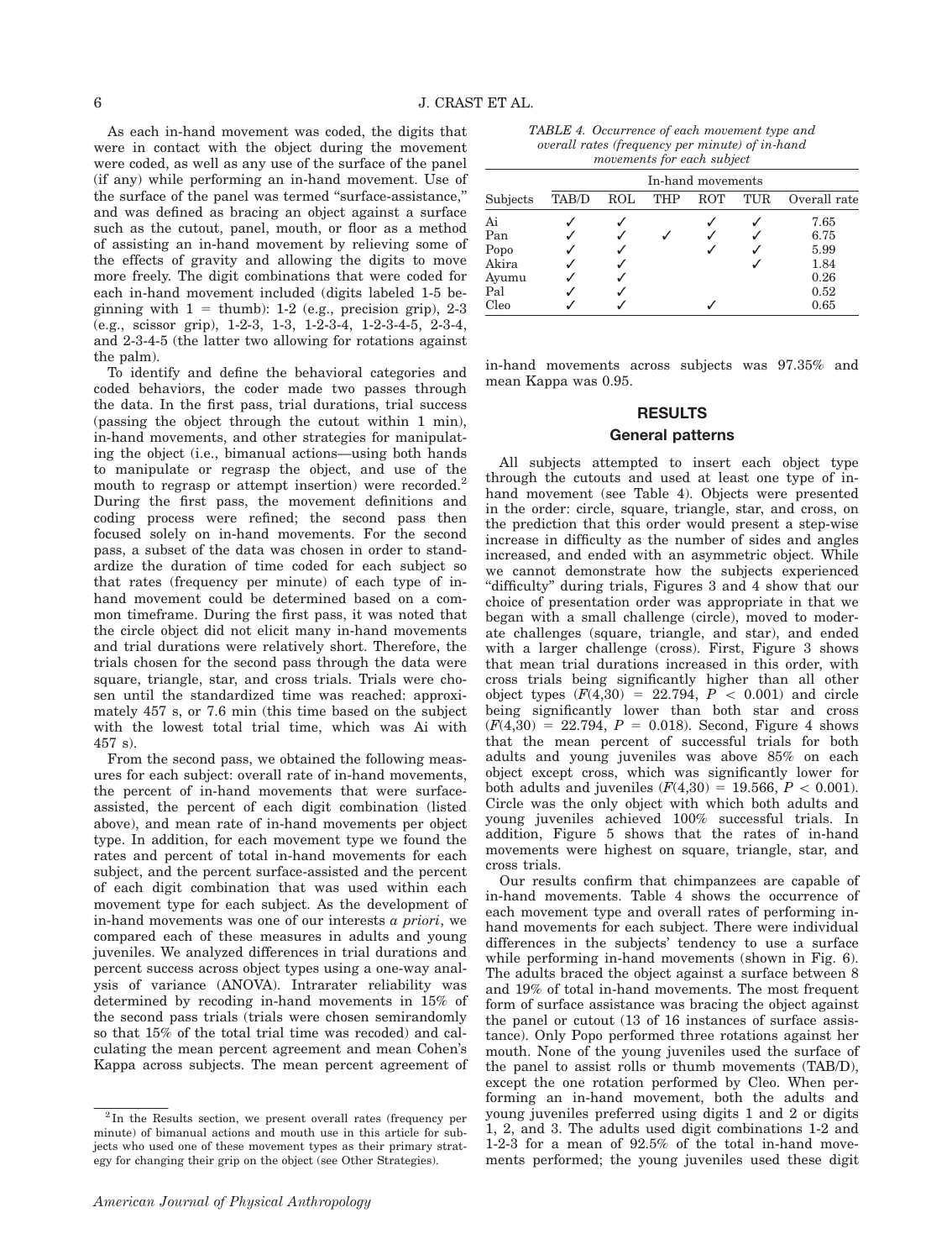As each in-hand movement was coded, the digits that were in contact with the object during the movement were coded, as well as any use of the surface of the panel (if any) while performing an in-hand movement. Use of the surface of the panel was termed "surface-assistance," and was defined as bracing an object against a surface such as the cutout, panel, mouth, or floor as a method of assisting an in-hand movement by relieving some of the effects of gravity and allowing the digits to move more freely. The digit combinations that were coded for each in-hand movement included (digits labeled 1-5 beginning with 1 = thumb): 1-2 (e.g., precision grip), 2-3 (e.g., scissor grip), 1-2-3, 1-3, 1-2-3-4, 1-2-3-4-5, 2-3-4, and 2-3-4-5 (the latter two allowing for rotations against the palm).

To identify and define the behavioral categories and coded behaviors, the coder made two passes through the data. In the first pass, trial durations, trial success (passing the object through the cutout within 1 min), in-hand movements, and other strategies for manipulating the object (i.e., bimanual actions—using both hands to manipulate or regrasp the object, and use of the mouth to regrasp or attempt insertion) were recorded.[2] During the first pass, the movement definitions and coding process were refined; the second pass then focused solely on in-hand movements. For the second pass, a subset of the data was chosen in order to standardize the duration of time coded for each subject so that rates (frequency per minute) of each type of in-hand movement could be determined based on a common timeframe. During the first pass, it was noted that the circle object did not elicit many in-hand movements and trial durations were relatively short. Therefore, the trials chosen for the second pass through the data were square, triangle, star, and cross trials. Trials were chosen until the standardized time was reached: approximately 457 s, or 7.6 min (this time based on the subject with the lowest total trial time, which was Ai with 457 s).

From the second pass, we obtained the following measures for each subject: overall rate of in-hand movements, the percent of in-hand movements that were surface-assisted, the percent of each digit combination (listed above), and mean rate of in-hand movements per object type. In addition, for each movement type we found the rates and percent of total in-hand movements for each subject, and the percent surface-assisted and the percent of each digit combination that was used within each movement type for each subject. As the development of in-hand movements was one of our interests *a priori*, we compared each of these measures in adults and young juveniles. We analyzed differences in trial durations and percent success across object types using a one-way analysis of variance (ANOVA). Intrarater reliability was determined by recoding in-hand movements in 15% of the second pass trials (trials were chosen semirandomly so that 15% of the total trial time was recoded) and calculating the mean percent agreement and mean Cohen's Kappa across subjects. The mean percent agreement of in-hand movements across subjects was 97.35% and mean Kappa was 0.95.

[2]In the Results section, we present overall rates (frequency per minute) of bimanual actions and mouth use in this article for subjects who used one of these movement types as their primary strategy for changing their grip on the object (see Other Strategies).

*TABLE 4. Occurrence of each movement type and overall rates (frequency per minute) of in-hand movements for each subject*

| Subjects | In-hand movements | | | | | |
|---|---|---|---|---|---|---|
| | TAB/D | ROL | THP | ROT | TUR | Overall rate |
| Ai | ✓ | ✓ | | ✓ | ✓ | 7.65 |
| Pan | ✓ | ✓ | ✓ | ✓ | ✓ | 6.75 |
| Popo | ✓ | ✓ | | ✓ | ✓ | 5.99 |
| Akira | ✓ | ✓ | | | ✓ | 1.84 |
| Ayumu | ✓ | ✓ | | | | 0.26 |
| Pal | ✓ | ✓ | | | | 0.52 |
| Cleo | ✓ | ✓ | | ✓ | | 0.65 |

## RESULTS

### General patterns

All subjects attempted to insert each object type through the cutouts and used at least one type of in-hand movement (see Table 4). Objects were presented in the order: circle, square, triangle, star, and cross, on the prediction that this order would present a step-wise increase in difficulty as the number of sides and angles increased, and ended with an asymmetric object. While we cannot demonstrate how the subjects experienced "difficulty" during trials, Figures 3 and 4 show that our choice of presentation order was appropriate in that we began with a small challenge (circle), moved to moderate challenges (square, triangle, and star), and ended with a larger challenge (cross). First, Figure 3 shows that mean trial durations increased in this order, with cross trials being significantly higher than all other object types ($F(4,30) = 22.794$, $P < 0.001$) and circle being significantly lower than both star and cross ($F(4,30) = 22.794$, $P = 0.018$). Second, Figure 4 shows that the mean percent of successful trials for both adults and young juveniles was above 85% on each object except cross, which was significantly lower for both adults and juveniles ($F(4,30) = 19.566$, $P < 0.001$). Circle was the only object with which both adults and young juveniles achieved 100% successful trials. In addition, Figure 5 shows that the rates of in-hand movements were highest on square, triangle, star, and cross trials.

Our results confirm that chimpanzees are capable of in-hand movements. Table 4 shows the occurrence of each movement type and overall rates of performing in-hand movements for each subject. There were individual differences in the subjects' tendency to use a surface while performing in-hand movements (shown in Fig. 6). The adults braced the object against a surface between 8 and 19% of total in-hand movements. The most frequent form of surface assistance was bracing the object against the panel or cutout (13 of 16 instances of surface assistance). Only Popo performed three rotations against her mouth. None of the young juveniles used the surface of the panel to assist rolls or thumb movements (TAB/D), except the one rotation performed by Cleo. When performing an in-hand movement, both the adults and young juveniles preferred using digits 1 and 2 or digits 1, 2, and 3. The adults used digit combinations 1-2 and 1-2-3 for a mean of 92.5% of the total in-hand movements performed; the young juveniles used these digit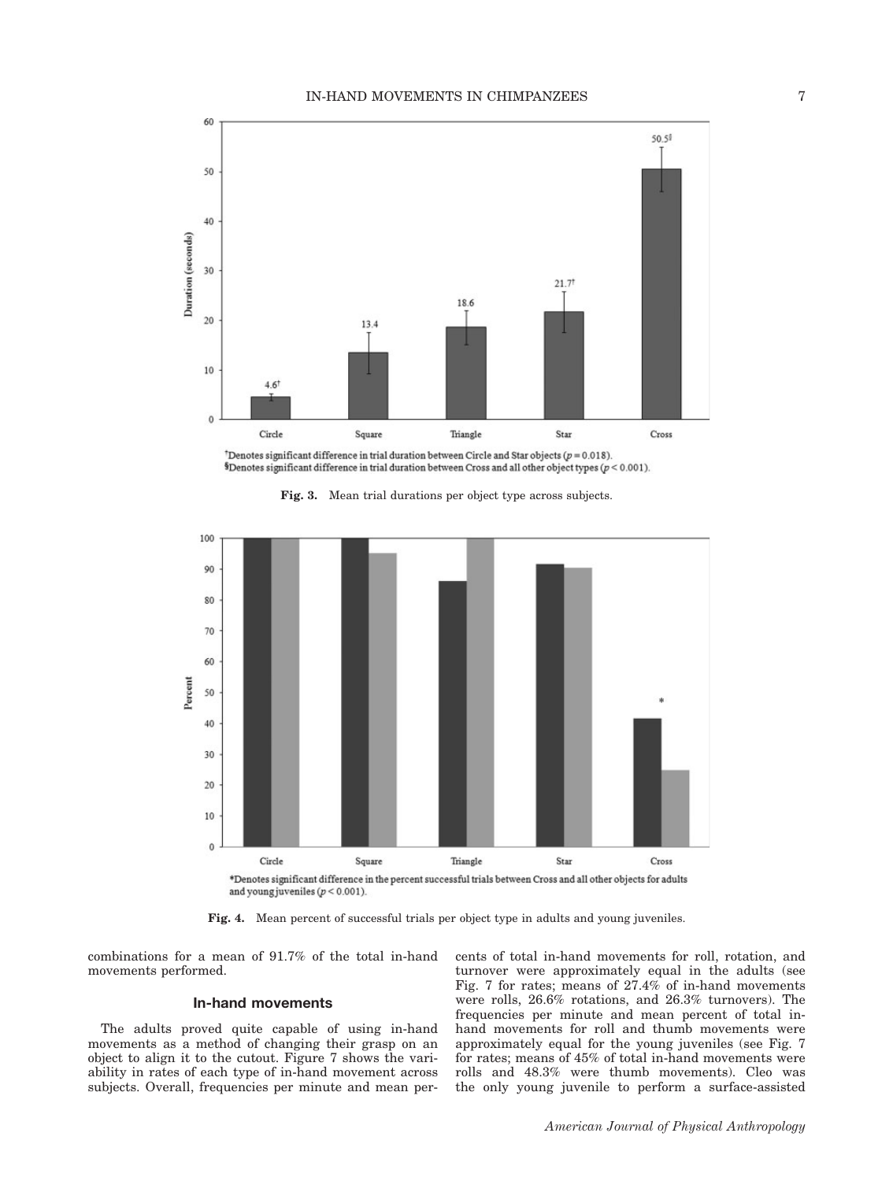†Denotes significant difference in trial duration between Circle and Star objects ($p = 0.018$).
§Denotes significant difference in trial duration between Cross and all other object types ($p < 0.001$).

**Fig. 3.** Mean trial durations per object type across subjects.

*Denotes significant difference in the percent successful trials between Cross and all other objects for adults and young juveniles ($p < 0.001$).

**Fig. 4.** Mean percent of successful trials per object type in adults and young juveniles.

combinations for a mean of 91.7% of the total in-hand movements performed.

### In-hand movements

The adults proved quite capable of using in-hand movements as a method of changing their grasp on an object to align it to the cutout. Figure 7 shows the variability in rates of each type of in-hand movement across subjects. Overall, frequencies per minute and mean percents of total in-hand movements for roll, rotation, and turnover were approximately equal in the adults (see Fig. 7 for rates; means of 27.4% of in-hand movements were rolls, 26.6% rotations, and 26.3% turnovers). The frequencies per minute and mean percent of total in-hand movements for roll and thumb movements were approximately equal for the young juveniles (see Fig. 7 for rates; means of 45% of total in-hand movements were rolls and 48.3% were thumb movements). Cleo was the only young juvenile to perform a surface-assisted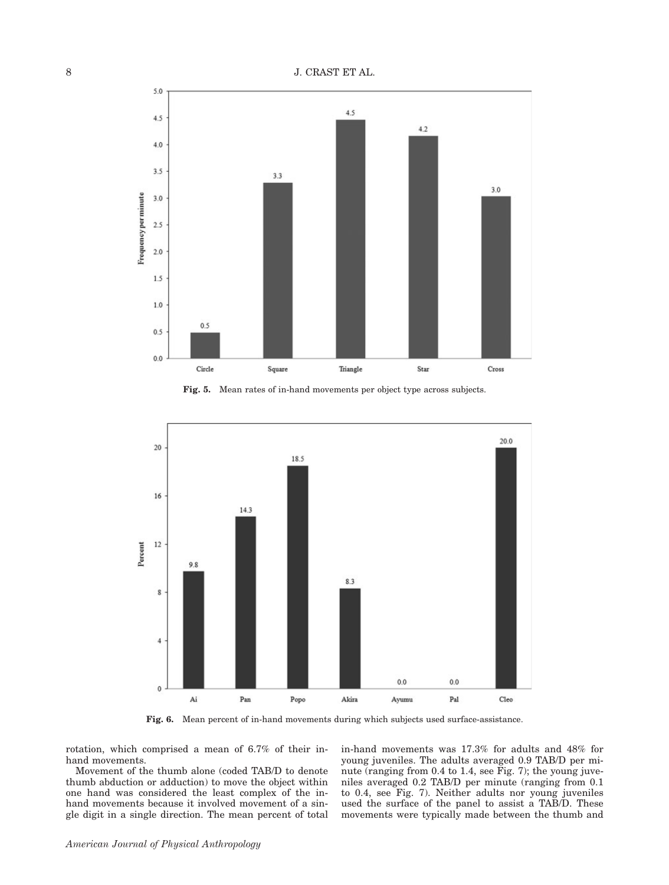Fig. 5. Mean rates of in-hand movements per object type across subjects.

Fig. 6. Mean percent of in-hand movements during which subjects used surface-assistance.

rotation, which comprised a mean of 6.7% of their in-hand movements.

Movement of the thumb alone (coded TAB/D to denote thumb abduction or adduction) to move the object within one hand was considered the least complex of the in-hand movements because it involved movement of a single digit in a single direction. The mean percent of total in-hand movements was 17.3% for adults and 48% for young juveniles. The adults averaged 0.9 TAB/D per minute (ranging from 0.4 to 1.4, see Fig. 7); the young juveniles averaged 0.2 TAB/D per minute (ranging from 0.1 to 0.4, see Fig. 7). Neither adults nor young juveniles used the surface of the panel to assist a TAB/D. These movements were typically made between the thumb and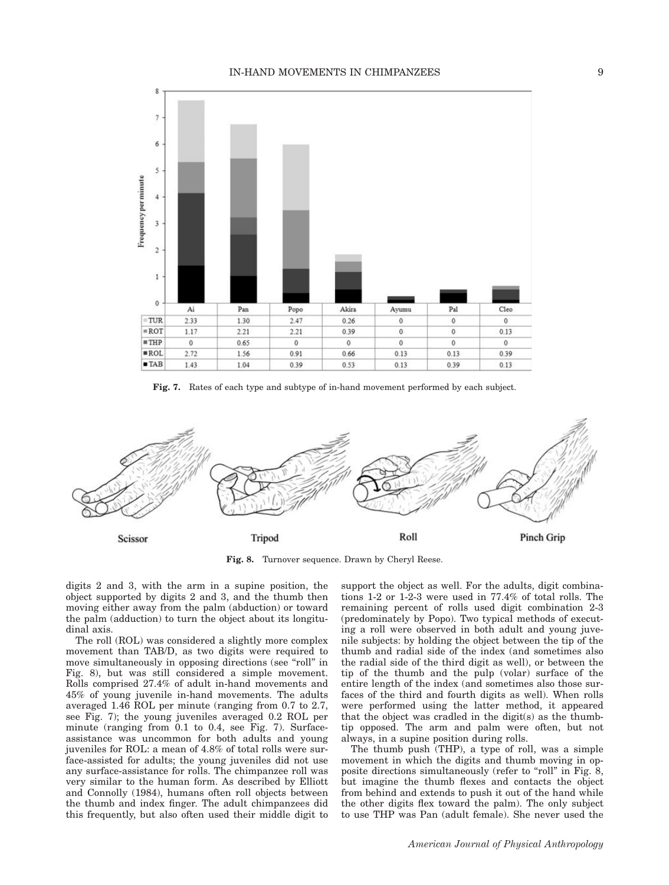| | Ai | Pan | Popo | Akira | Ayumu | Pal | Cleo |
|---|---|---|---|---|---|---|---|
| TUR | 2.33 | 1.30 | 2.47 | 0.26 | 0 | 0 | 0 |
| ROT | 1.17 | 2.21 | 2.21 | 0.39 | 0 | 0 | 0.13 |
| THP | 0 | 0.65 | 0 | 0 | 0 | 0 | 0 |
| ROL | 2.72 | 1.56 | 0.91 | 0.66 | 0.13 | 0.13 | 0.39 |
| TAB | 1.43 | 1.04 | 0.39 | 0.53 | 0.13 | 0.39 | 0.13 |

**Fig. 7.** Rates of each type and subtype of in-hand movement performed by each subject.

**Fig. 8.** Turnover sequence. Drawn by Cheryl Reese.

digits 2 and 3, with the arm in a supine position, the object supported by digits 2 and 3, and the thumb then moving either away from the palm (abduction) or toward the palm (adduction) to turn the object about its longitudinal axis.

The roll (ROL) was considered a slightly more complex movement than TAB/D, as two digits were required to move simultaneously in opposing directions (see "roll" in Fig. 8), but was still considered a simple movement. Rolls comprised 27.4% of adult in-hand movements and 45% of young juvenile in-hand movements. The adults averaged 1.46 ROL per minute (ranging from 0.7 to 2.7, see Fig. 7); the young juveniles averaged 0.2 ROL per minute (ranging from 0.1 to 0.4, see Fig. 7). Surface-assistance was uncommon for both adults and young juveniles for ROL: a mean of 4.8% of total rolls were surface-assisted for adults; the young juveniles did not use any surface-assistance for rolls. The chimpanzee roll was very similar to the human form. As described by Elliott and Connolly (1984), humans often roll objects between the thumb and index finger. The adult chimpanzees did this frequently, but also often used their middle digit to support the object as well. For the adults, digit combinations 1-2 or 1-2-3 were used in 77.4% of total rolls. The remaining percent of rolls used digit combination 2-3 (predominately by Popo). Two typical methods of executing a roll were observed in both adult and young juvenile subjects: by holding the object between the tip of the thumb and radial side of the index (and sometimes also the radial side of the third digit as well), or between the tip of the thumb and the pulp (volar) surface of the entire length of the index (and sometimes also those surfaces of the third and fourth digits as well). When rolls were performed using the latter method, it appeared that the object was cradled in the digit(s) as the thumb-tip opposed. The arm and palm were often, but not always, in a supine position during rolls.

The thumb push (THP), a type of roll, was a simple movement in which the digits and thumb moving in opposite directions simultaneously (refer to "roll" in Fig. 8, but imagine the thumb flexes and contacts the object from behind and extends to push it out of the hand while the other digits flex toward the palm). The only subject to use THP was Pan (adult female). She never used the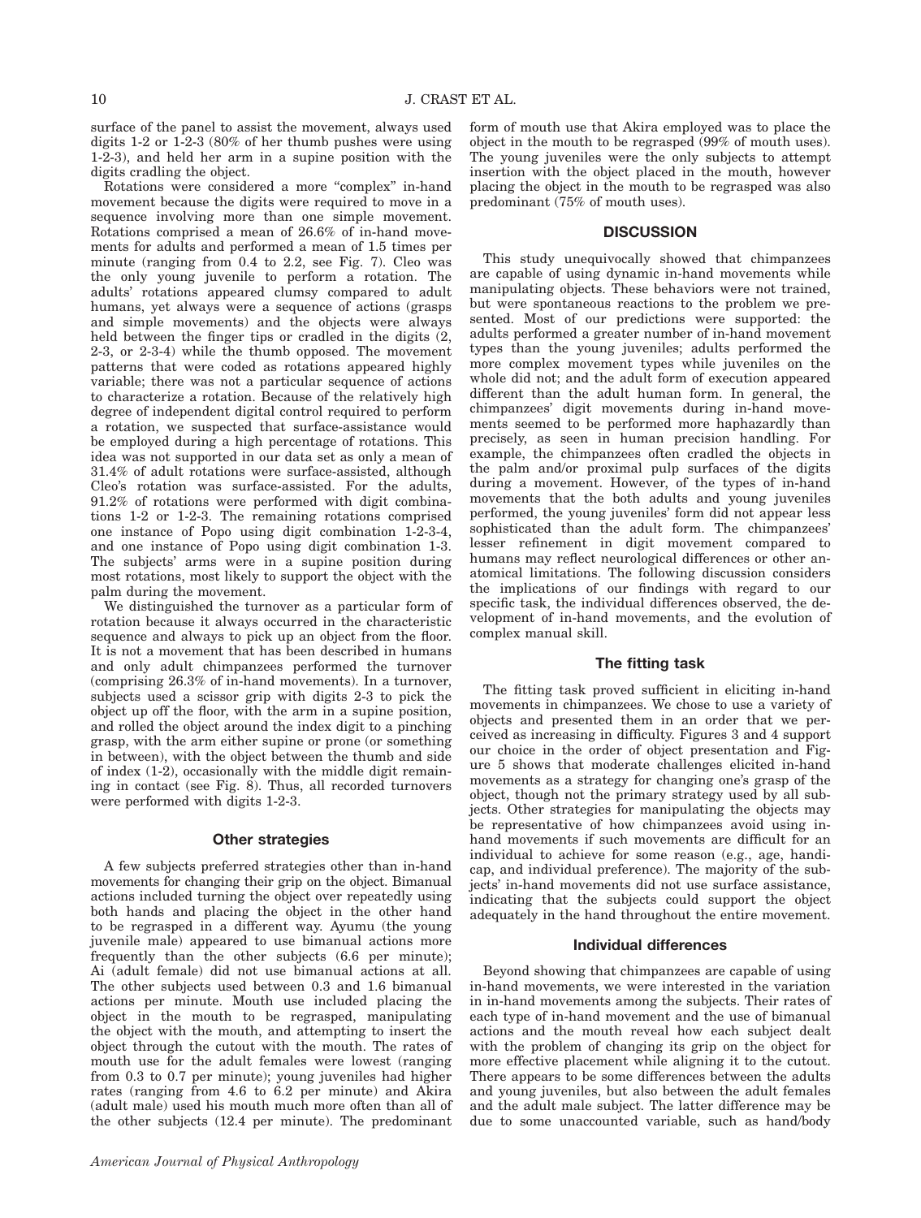surface of the panel to assist the movement, always used digits 1-2 or 1-2-3 (80% of her thumb pushes were using 1-2-3), and held her arm in a supine position with the digits cradling the object.

Rotations were considered a more "complex" in-hand movement because the digits were required to move in a sequence involving more than one simple movement. Rotations comprised a mean of 26.6% of in-hand movements for adults and performed a mean of 1.5 times per minute (ranging from 0.4 to 2.2, see Fig. 7). Cleo was the only young juvenile to perform a rotation. The adults' rotations appeared clumsy compared to adult humans, yet always were a sequence of actions (grasps and simple movements) and the objects were always held between the finger tips or cradled in the digits (2, 2-3, or 2-3-4) while the thumb opposed. The movement patterns that were coded as rotations appeared highly variable; there was not a particular sequence of actions to characterize a rotation. Because of the relatively high degree of independent digital control required to perform a rotation, we suspected that surface-assistance would be employed during a high percentage of rotations. This idea was not supported in our data set as only a mean of 31.4% of adult rotations were surface-assisted, although Cleo's rotation was surface-assisted. For the adults, 91.2% of rotations were performed with digit combinations 1-2 or 1-2-3. The remaining rotations comprised one instance of Popo using digit combination 1-2-3-4, and one instance of Popo using digit combination 1-3. The subjects' arms were in a supine position during most rotations, most likely to support the object with the palm during the movement.

We distinguished the turnover as a particular form of rotation because it always occurred in the characteristic sequence and always to pick up an object from the floor. It is not a movement that has been described in humans and only adult chimpanzees performed the turnover (comprising 26.3% of in-hand movements). In a turnover, subjects used a scissor grip with digits 2-3 to pick the object up off the floor, with the arm in a supine position, and rolled the object around the index digit to a pinching grasp, with the arm either supine or prone (or something in between), with the object between the thumb and side of index (1-2), occasionally with the middle digit remaining in contact (see Fig. 8). Thus, all recorded turnovers were performed with digits 1-2-3.

### Other strategies

A few subjects preferred strategies other than in-hand movements for changing their grip on the object. Bimanual actions included turning the object over repeatedly using both hands and placing the object in the other hand to be regrasped in a different way. Ayumu (the young juvenile male) appeared to use bimanual actions more frequently than the other subjects (6.6 per minute); Ai (adult female) did not use bimanual actions at all. The other subjects used between 0.3 and 1.6 bimanual actions per minute. Mouth use included placing the object in the mouth to be regrasped, manipulating the object with the mouth, and attempting to insert the object through the cutout with the mouth. The rates of mouth use for the adult females were lowest (ranging from 0.3 to 0.7 per minute); young juveniles had higher rates (ranging from 4.6 to 6.2 per minute) and Akira (adult male) used his mouth much more often than all of the other subjects (12.4 per minute). The predominant form of mouth use that Akira employed was to place the object in the mouth to be regrasped (99% of mouth uses). The young juveniles were the only subjects to attempt insertion with the object placed in the mouth, however placing the object in the mouth to be regrasped was also predominant (75% of mouth uses).

## DISCUSSION

This study unequivocally showed that chimpanzees are capable of using dynamic in-hand movements while manipulating objects. These behaviors were not trained, but were spontaneous reactions to the problem we presented. Most of our predictions were supported: the adults performed a greater number of in-hand movement types than the young juveniles; adults performed the more complex movement types while juveniles on the whole did not; and the adult form of execution appeared different than the adult human form. In general, the chimpanzees' digit movements during in-hand movements seemed to be performed more haphazardly than precisely, as seen in human precision handling. For example, the chimpanzees often cradled the objects in the palm and/or proximal pulp surfaces of the digits during a movement. However, of the types of in-hand movements that the both adults and young juveniles performed, the young juveniles' form did not appear less sophisticated than the adult form. The chimpanzees' lesser refinement in digit movement compared to humans may reflect neurological differences or other anatomical limitations. The following discussion considers the implications of our findings with regard to our specific task, the individual differences observed, the development of in-hand movements, and the evolution of complex manual skill.

### The fitting task

The fitting task proved sufficient in eliciting in-hand movements in chimpanzees. We chose to use a variety of objects and presented them in an order that we perceived as increasing in difficulty. Figures 3 and 4 support our choice in the order of object presentation and Figure 5 shows that moderate challenges elicited in-hand movements as a strategy for changing one's grasp of the object, though not the primary strategy used by all subjects. Other strategies for manipulating the objects may be representative of how chimpanzees avoid using in-hand movements if such movements are difficult for an individual to achieve for some reason (e.g., age, handicap, and individual preference). The majority of the subjects' in-hand movements did not use surface assistance, indicating that the subjects could support the object adequately in the hand throughout the entire movement.

### Individual differences

Beyond showing that chimpanzees are capable of using in-hand movements, we were interested in the variation in in-hand movements among the subjects. Their rates of each type of in-hand movement and the use of bimanual actions and the mouth reveal how each subject dealt with the problem of changing its grip on the object for more effective placement while aligning it to the cutout. There appears to be some differences between the adults and young juveniles, but also between the adult females and the adult male subject. The latter difference may be due to some unaccounted variable, such as hand/body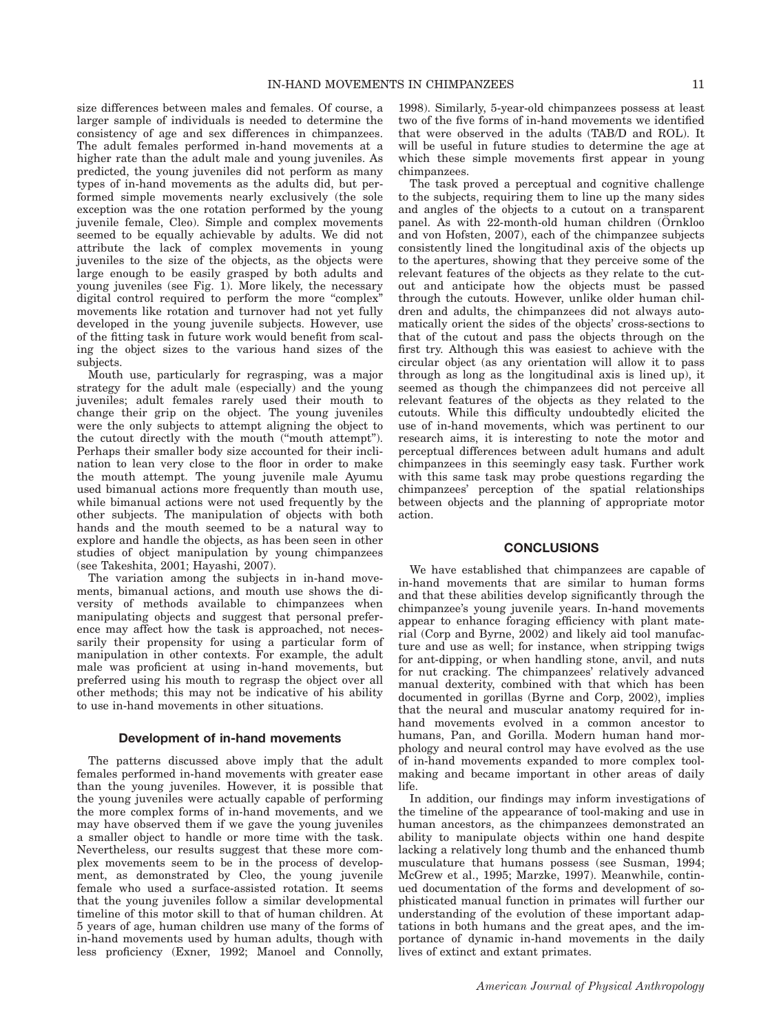size differences between males and females. Of course, a larger sample of individuals is needed to determine the consistency of age and sex differences in chimpanzees. The adult females performed in-hand movements at a higher rate than the adult male and young juveniles. As predicted, the young juveniles did not perform as many types of in-hand movements as the adults did, but performed simple movements nearly exclusively (the sole exception was the one rotation performed by the young juvenile female, Cleo). Simple and complex movements seemed to be equally achievable by adults. We did not attribute the lack of complex movements in young juveniles to the size of the objects, as the objects were large enough to be easily grasped by both adults and young juveniles (see Fig. 1). More likely, the necessary digital control required to perform the more "complex" movements like rotation and turnover had not yet fully developed in the young juvenile subjects. However, use of the fitting task in future work would benefit from scaling the object sizes to the various hand sizes of the subjects.

Mouth use, particularly for regrasping, was a major strategy for the adult male (especially) and the young juveniles; adult females rarely used their mouth to change their grip on the object. The young juveniles were the only subjects to attempt aligning the object to the cutout directly with the mouth ("mouth attempt"). Perhaps their smaller body size accounted for their inclination to lean very close to the floor in order to make the mouth attempt. The young juvenile male Ayumu used bimanual actions more frequently than mouth use, while bimanual actions were not used frequently by the other subjects. The manipulation of objects with both hands and the mouth seemed to be a natural way to explore and handle the objects, as has been seen in other studies of object manipulation by young chimpanzees (see Takeshita, 2001; Hayashi, 2007).

The variation among the subjects in in-hand movements, bimanual actions, and mouth use shows the diversity of methods available to chimpanzees when manipulating objects and suggest that personal preference may affect how the task is approached, not necessarily their propensity for using a particular form of manipulation in other contexts. For example, the adult male was proficient at using in-hand movements, but preferred using his mouth to regrasp the object over all other methods; this may not be indicative of his ability to use in-hand movements in other situations.

### Development of in-hand movements

The patterns discussed above imply that the adult females performed in-hand movements with greater ease than the young juveniles. However, it is possible that the young juveniles were actually capable of performing the more complex forms of in-hand movements, and we may have observed them if we gave the young juveniles a smaller object to handle or more time with the task. Nevertheless, our results suggest that these more complex movements seem to be in the process of development, as demonstrated by Cleo, the young juvenile female who used a surface-assisted rotation. It seems that the young juveniles follow a similar developmental timeline of this motor skill to that of human children. At 5 years of age, human children use many of the forms of in-hand movements used by human adults, though with less proficiency (Exner, 1992; Manoel and Connolly, 1998). Similarly, 5-year-old chimpanzees possess at least two of the five forms of in-hand movements we identified that were observed in the adults (TAB/D and ROL). It will be useful in future studies to determine the age at which these simple movements first appear in young chimpanzees.

The task proved a perceptual and cognitive challenge to the subjects, requiring them to line up the many sides and angles of the objects to a cutout on a transparent panel. As with 22-month-old human children (Örnkloo and von Hofsten, 2007), each of the chimpanzee subjects consistently lined the longitudinal axis of the objects up to the apertures, showing that they perceive some of the relevant features of the objects as they relate to the cutout and anticipate how the objects must be passed through the cutouts. However, unlike older human children and adults, the chimpanzees did not always automatically orient the sides of the objects' cross-sections to that of the cutout and pass the objects through on the first try. Although this was easiest to achieve with the circular object (as any orientation will allow it to pass through as long as the longitudinal axis is lined up), it seemed as though the chimpanzees did not perceive all relevant features of the objects as they related to the cutouts. While this difficulty undoubtedly elicited the use of in-hand movements, which was pertinent to our research aims, it is interesting to note the motor and perceptual differences between adult humans and adult chimpanzees in this seemingly easy task. Further work with this same task may probe questions regarding the chimpanzees' perception of the spatial relationships between objects and the planning of appropriate motor action.

## CONCLUSIONS

We have established that chimpanzees are capable of in-hand movements that are similar to human forms and that these abilities develop significantly through the chimpanzee's young juvenile years. In-hand movements appear to enhance foraging efficiency with plant material (Corp and Byrne, 2002) and likely aid tool manufacture and use as well; for instance, when stripping twigs for ant-dipping, or when handling stone, anvil, and nuts for nut cracking. The chimpanzees' relatively advanced manual dexterity, combined with that which has been documented in gorillas (Byrne and Corp, 2002), implies that the neural and muscular anatomy required for in-hand movements evolved in a common ancestor to humans, Pan, and Gorilla. Modern human hand morphology and neural control may have evolved as the use of in-hand movements expanded to more complex tool-making and became important in other areas of daily life.

In addition, our findings may inform investigations of the timeline of the appearance of tool-making and use in human ancestors, as the chimpanzees demonstrated an ability to manipulate objects within one hand despite lacking a relatively long thumb and the enhanced thumb musculature that humans possess (see Susman, 1994; McGrew et al., 1995; Marzke, 1997). Meanwhile, continued documentation of the forms and development of sophisticated manual function in primates will further our understanding of the evolution of these important adaptations in both humans and the great apes, and the importance of dynamic in-hand movements in the daily lives of extinct and extant primates.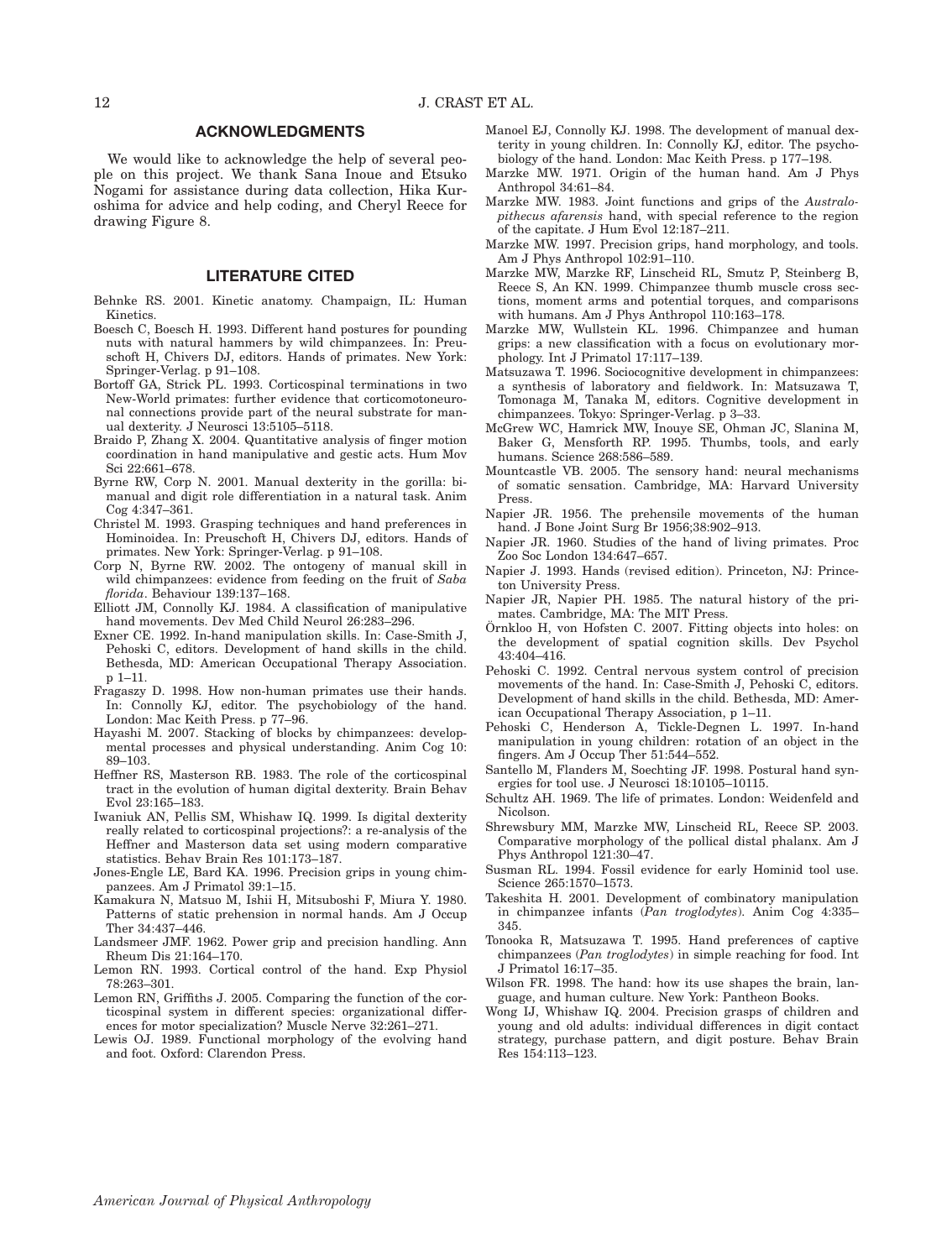## ACKNOWLEDGMENTS

We would like to acknowledge the help of several people on this project. We thank Sana Inoue and Etsuko Nogami for assistance during data collection, Hika Kuroshima for advice and help coding, and Cheryl Reece for drawing Figure 8.

## LITERATURE CITED

Behnke RS. 2001. Kinetic anatomy. Champaign, IL: Human Kinetics.

Boesch C, Boesch H. 1993. Different hand postures for pounding nuts with natural hammers by wild chimpanzees. In: Preuschoft H, Chivers DJ, editors. Hands of primates. New York: Springer-Verlag. p 91–108.

Bortoff GA, Strick PL. 1993. Corticospinal terminations in two New-World primates: further evidence that corticomotoneuronal connections provide part of the neural substrate for manual dexterity. J Neurosci 13:5105–5118.

Braido P, Zhang X. 2004. Quantitative analysis of finger motion coordination in hand manipulative and gestic acts. Hum Mov Sci 22:661–678.

Byrne RW, Corp N. 2001. Manual dexterity in the gorilla: bimanual and digit role differentiation in a natural task. Anim Cog 4:347–361.

Christel M. 1993. Grasping techniques and hand preferences in Hominoidea. In: Preuschoft H, Chivers DJ, editors. Hands of primates. New York: Springer-Verlag. p 91–108.

Corp N, Byrne RW. 2002. The ontogeny of manual skill in wild chimpanzees: evidence from feeding on the fruit of *Saba florida*. Behaviour 139:137–168.

Elliott JM, Connolly KJ. 1984. A classification of manipulative hand movements. Dev Med Child Neurol 26:283–296.

Exner CE. 1992. In-hand manipulation skills. In: Case-Smith J, Pehoski C, editors. Development of hand skills in the child. Bethesda, MD: American Occupational Therapy Association. p 1–11.

Fragaszy D. 1998. How non-human primates use their hands. In: Connolly KJ, editor. The psychobiology of the hand. London: Mac Keith Press. p 77–96.

Hayashi M. 2007. Stacking of blocks by chimpanzees: developmental processes and physical understanding. Anim Cog 10: 89–103.

Heffner RS, Masterson RB. 1983. The role of the corticospinal tract in the evolution of human digital dexterity. Brain Behav Evol 23:165–183.

Iwaniuk AN, Pellis SM, Whishaw IQ. 1999. Is digital dexterity really related to corticospinal projections?: a re-analysis of the Heffner and Masterson data set using modern comparative statistics. Behav Brain Res 101:173–187.

Jones-Engle LE, Bard KA. 1996. Precision grips in young chimpanzees. Am J Primatol 39:1–15.

Kamakura N, Matsuo M, Ishii H, Mitsuboshi F, Miura Y. 1980. Patterns of static prehension in normal hands. Am J Occup Ther 34:437–446.

Landsmeer JMF. 1962. Power grip and precision handling. Ann Rheum Dis 21:164–170.

Lemon RN. 1993. Cortical control of the hand. Exp Physiol 78:263–301.

Lemon RN, Griffiths J. 2005. Comparing the function of the corticospinal system in different species: organizational differences for motor specialization? Muscle Nerve 32:261–271.

Lewis OJ. 1989. Functional morphology of the evolving hand and foot. Oxford: Clarendon Press.

Manoel EJ, Connolly KJ. 1998. The development of manual dexterity in young children. In: Connolly KJ, editor. The psychobiology of the hand. London: Mac Keith Press. p 177–198.

Marzke MW. 1971. Origin of the human hand. Am J Phys Anthropol 34:61–84.

Marzke MW. 1983. Joint functions and grips of the *Australopithecus afarensis* hand, with special reference to the region of the capitate. J Hum Evol 12:187–211.

Marzke MW. 1997. Precision grips, hand morphology, and tools. Am J Phys Anthropol 102:91–110.

Marzke MW, Marzke RF, Linscheid RL, Smutz P, Steinberg B, Reece S, An KN. 1999. Chimpanzee thumb muscle cross sections, moment arms and potential torques, and comparisons with humans. Am J Phys Anthropol 110:163–178.

Marzke MW, Wullstein KL. 1996. Chimpanzee and human grips: a new classification with a focus on evolutionary morphology. Int J Primatol 17:117–139.

Matsuzawa T. 1996. Sociocognitive development in chimpanzees: a synthesis of laboratory and fieldwork. In: Matsuzawa T, Tomonaga M, Tanaka M, editors. Cognitive development in chimpanzees. Tokyo: Springer-Verlag. p 3–33.

McGrew WC, Hamrick MW, Inouye SE, Ohman JC, Slanina M, Baker G, Mensforth RP. 1995. Thumbs, tools, and early humans. Science 268:586–589.

Mountcastle VB. 2005. The sensory hand: neural mechanisms of somatic sensation. Cambridge, MA: Harvard University Press.

Napier JR. 1956. The prehensile movements of the human hand. J Bone Joint Surg Br 1956;38:902–913.

Napier JR. 1960. Studies of the hand of living primates. Proc Zoo Soc London 134:647–657.

Napier J. 1993. Hands (revised edition). Princeton, NJ: Princeton University Press.

Napier JR, Napier PH. 1985. The natural history of the primates. Cambridge, MA: The MIT Press.

Örnkloo H, von Hofsten C. 2007. Fitting objects into holes: on the development of spatial cognition skills. Dev Psychol 43:404–416.

Pehoski C. 1992. Central nervous system control of precision movements of the hand. In: Case-Smith J, Pehoski C, editors. Development of hand skills in the child. Bethesda, MD: American Occupational Therapy Association, p 1–11.

Pehoski C, Henderson A, Tickle-Degnen L. 1997. In-hand manipulation in young children: rotation of an object in the fingers. Am J Occup Ther 51:544–552.

Santello M, Flanders M, Soechting JF. 1998. Postural hand synergies for tool use. J Neurosci 18:10105–10115.

Schultz AH. 1969. The life of primates. London: Weidenfeld and Nicolson.

Shrewsbury MM, Marzke MW, Linscheid RL, Reece SP. 2003. Comparative morphology of the pollical distal phalanx. Am J Phys Anthropol 121:30–47.

Susman RL. 1994. Fossil evidence for early Hominid tool use. Science 265:1570–1573.

Takeshita H. 2001. Development of combinatory manipulation in chimpanzee infants (*Pan troglodytes*). Anim Cog 4:335–345.

Tonooka R, Matsuzawa T. 1995. Hand preferences of captive chimpanzees (*Pan troglodytes*) in simple reaching for food. Int J Primatol 16:17–35.

Wilson FR. 1998. The hand: how its use shapes the brain, language, and human culture. New York: Pantheon Books.

Wong IJ, Whishaw IQ. 2004. Precision grasps of children and young and old adults: individual differences in digit contact strategy, purchase pattern, and digit posture. Behav Brain Res 154:113–123.